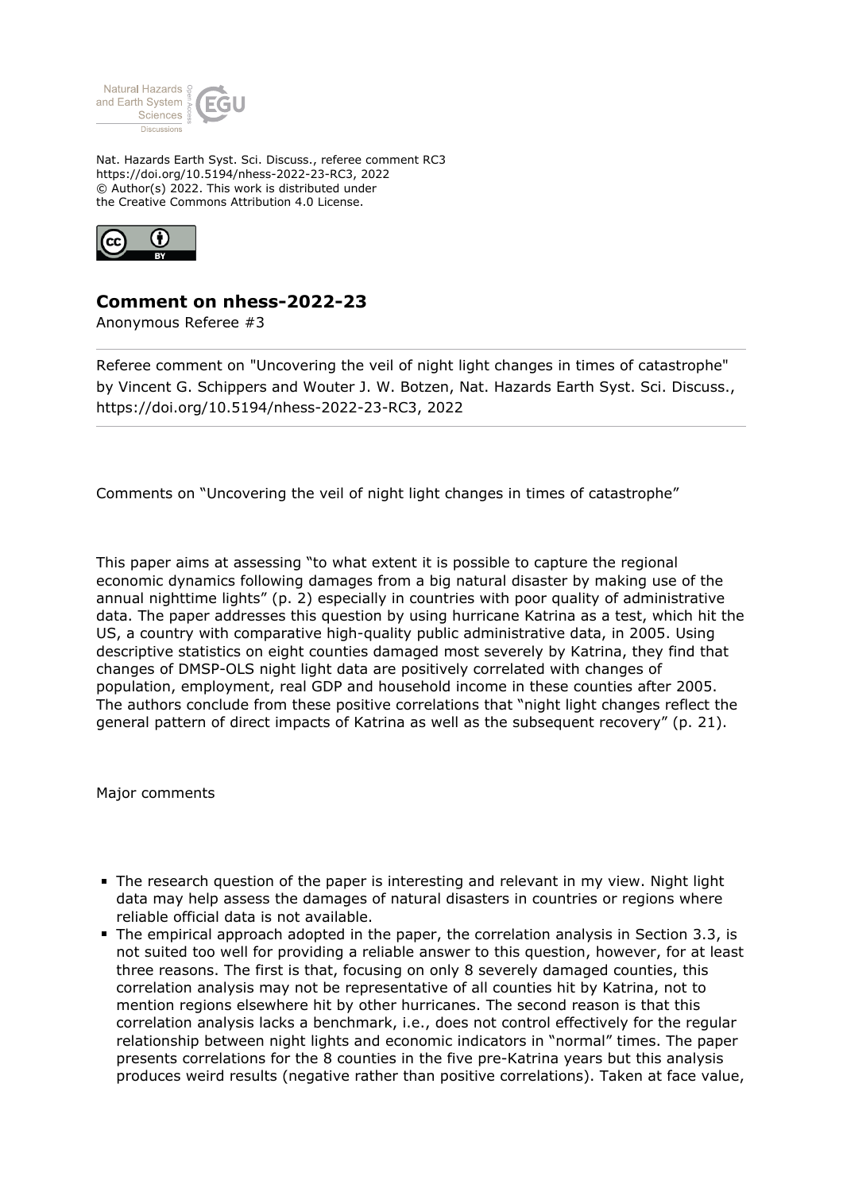Nat. Hazards Earth Syst. Sci. Discuss., referee comment RC3
https://doi.org/10.5194/nhess-2022-23-RC3, 2022
© Author(s) 2022. This work is distributed under
the Creative Commons Attribution 4.0 License.

## Comment on nhess-2022-23

Anonymous Referee #3

Referee comment on "Uncovering the veil of night light changes in times of catastrophe" by Vincent G. Schippers and Wouter J. W. Botzen, Nat. Hazards Earth Syst. Sci. Discuss., https://doi.org/10.5194/nhess-2022-23-RC3, 2022

Comments on "Uncovering the veil of night light changes in times of catastrophe"

This paper aims at assessing "to what extent it is possible to capture the regional economic dynamics following damages from a big natural disaster by making use of the annual nighttime lights" (p. 2) especially in countries with poor quality of administrative data. The paper addresses this question by using hurricane Katrina as a test, which hit the US, a country with comparative high-quality public administrative data, in 2005. Using descriptive statistics on eight counties damaged most severely by Katrina, they find that changes of DMSP-OLS night light data are positively correlated with changes of population, employment, real GDP and household income in these counties after 2005. The authors conclude from these positive correlations that "night light changes reflect the general pattern of direct impacts of Katrina as well as the subsequent recovery" (p. 21).

Major comments

- The research question of the paper is interesting and relevant in my view. Night light data may help assess the damages of natural disasters in countries or regions where reliable official data is not available.
- The empirical approach adopted in the paper, the correlation analysis in Section 3.3, is not suited too well for providing a reliable answer to this question, however, for at least three reasons. The first is that, focusing on only 8 severely damaged counties, this correlation analysis may not be representative of all counties hit by Katrina, not to mention regions elsewhere hit by other hurricanes. The second reason is that this correlation analysis lacks a benchmark, i.e., does not control effectively for the regular relationship between night lights and economic indicators in "normal" times. The paper presents correlations for the 8 counties in the five pre-Katrina years but this analysis produces weird results (negative rather than positive correlations). Taken at face value,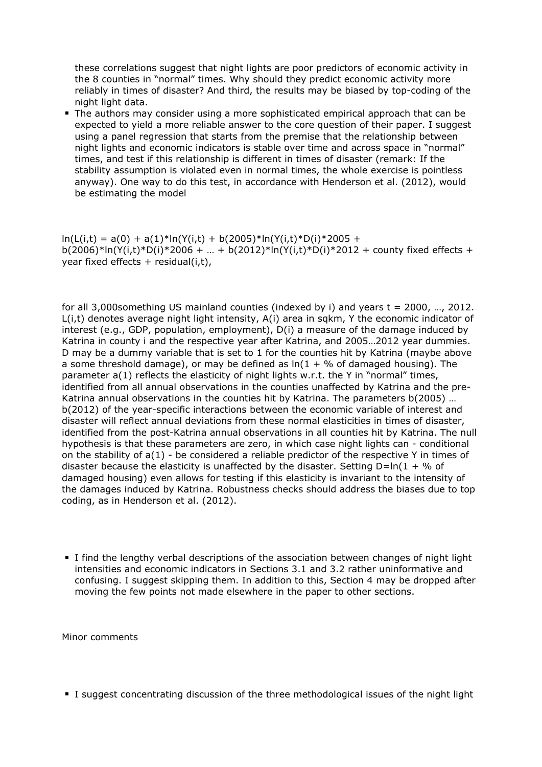these correlations suggest that night lights are poor predictors of economic activity in the 8 counties in "normal" times. Why should they predict economic activity more reliably in times of disaster? And third, the results may be biased by top-coding of the night light data.

- The authors may consider using a more sophisticated empirical approach that can be expected to yield a more reliable answer to the core question of their paper. I suggest using a panel regression that starts from the premise that the relationship between night lights and economic indicators is stable over time and across space in "normal" times, and test if this relationship is different in times of disaster (remark: If the stability assumption is violated even in normal times, the whole exercise is pointless anyway). One way to do this test, in accordance with Henderson et al. (2012), would be estimating the model

$$\ln(L(i,t) = a(0) + a(1)*\ln(Y(i,t) + b(2005)*\ln(Y(i,t)*D(i)*2005 + b(2006)*\ln(Y(i,t)*D(i)*2006 + \ldots + b(2012)*\ln(Y(i,t)*D(i)*2012 + \text{county fixed effects} + \text{year fixed effects} + \text{residual}(i,t),$$

for all 3,000something US mainland counties (indexed by i) and years t = 2000, …, 2012. L(i,t) denotes average night light intensity, A(i) area in sqkm, Y the economic indicator of interest (e.g., GDP, population, employment), D(i) a measure of the damage induced by Katrina in county i and the respective year after Katrina, and 2005…2012 year dummies. D may be a dummy variable that is set to 1 for the counties hit by Katrina (maybe above a some threshold damage), or may be defined as ln(1 + % of damaged housing). The parameter a(1) reflects the elasticity of night lights w.r.t. the Y in "normal" times, identified from all annual observations in the counties unaffected by Katrina and the pre-Katrina annual observations in the counties hit by Katrina. The parameters b(2005) … b(2012) of the year-specific interactions between the economic variable of interest and disaster will reflect annual deviations from these normal elasticities in times of disaster, identified from the post-Katrina annual observations in all counties hit by Katrina. The null hypothesis is that these parameters are zero, in which case night lights can - conditional on the stability of a(1) - be considered a reliable predictor of the respective Y in times of disaster because the elasticity is unaffected by the disaster. Setting D=ln(1 + % of damaged housing) even allows for testing if this elasticity is invariant to the intensity of the damages induced by Katrina. Robustness checks should address the biases due to top coding, as in Henderson et al. (2012).

- I find the lengthy verbal descriptions of the association between changes of night light intensities and economic indicators in Sections 3.1 and 3.2 rather uninformative and confusing. I suggest skipping them. In addition to this, Section 4 may be dropped after moving the few points not made elsewhere in the paper to other sections.

Minor comments

- I suggest concentrating discussion of the three methodological issues of the night light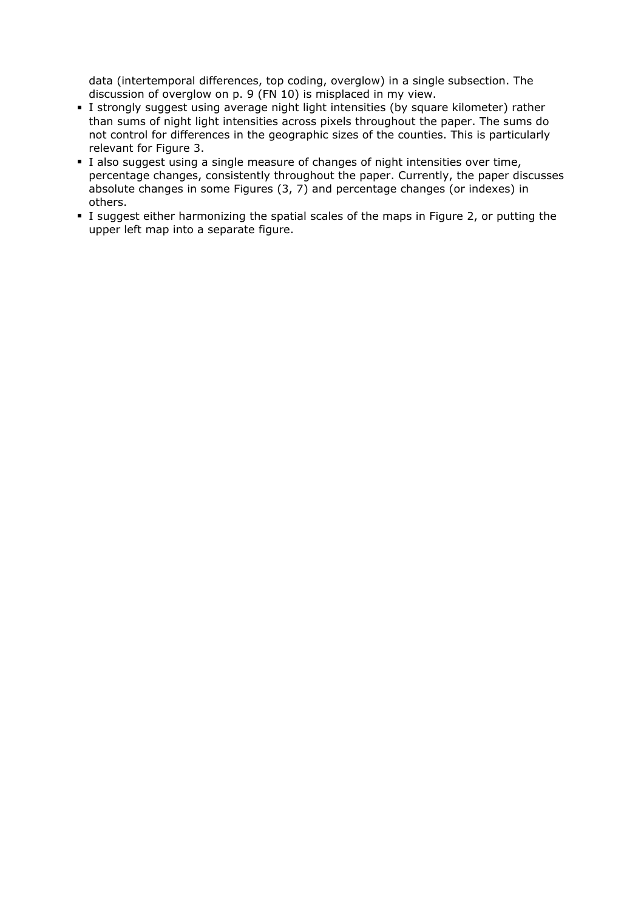data (intertemporal differences, top coding, overglow) in a single subsection. The discussion of overglow on p. 9 (FN 10) is misplaced in my view.

- I strongly suggest using average night light intensities (by square kilometer) rather than sums of night light intensities across pixels throughout the paper. The sums do not control for differences in the geographic sizes of the counties. This is particularly relevant for Figure 3.
- I also suggest using a single measure of changes of night intensities over time, percentage changes, consistently throughout the paper. Currently, the paper discusses absolute changes in some Figures (3, 7) and percentage changes (or indexes) in others.
- I suggest either harmonizing the spatial scales of the maps in Figure 2, or putting the upper left map into a separate figure.